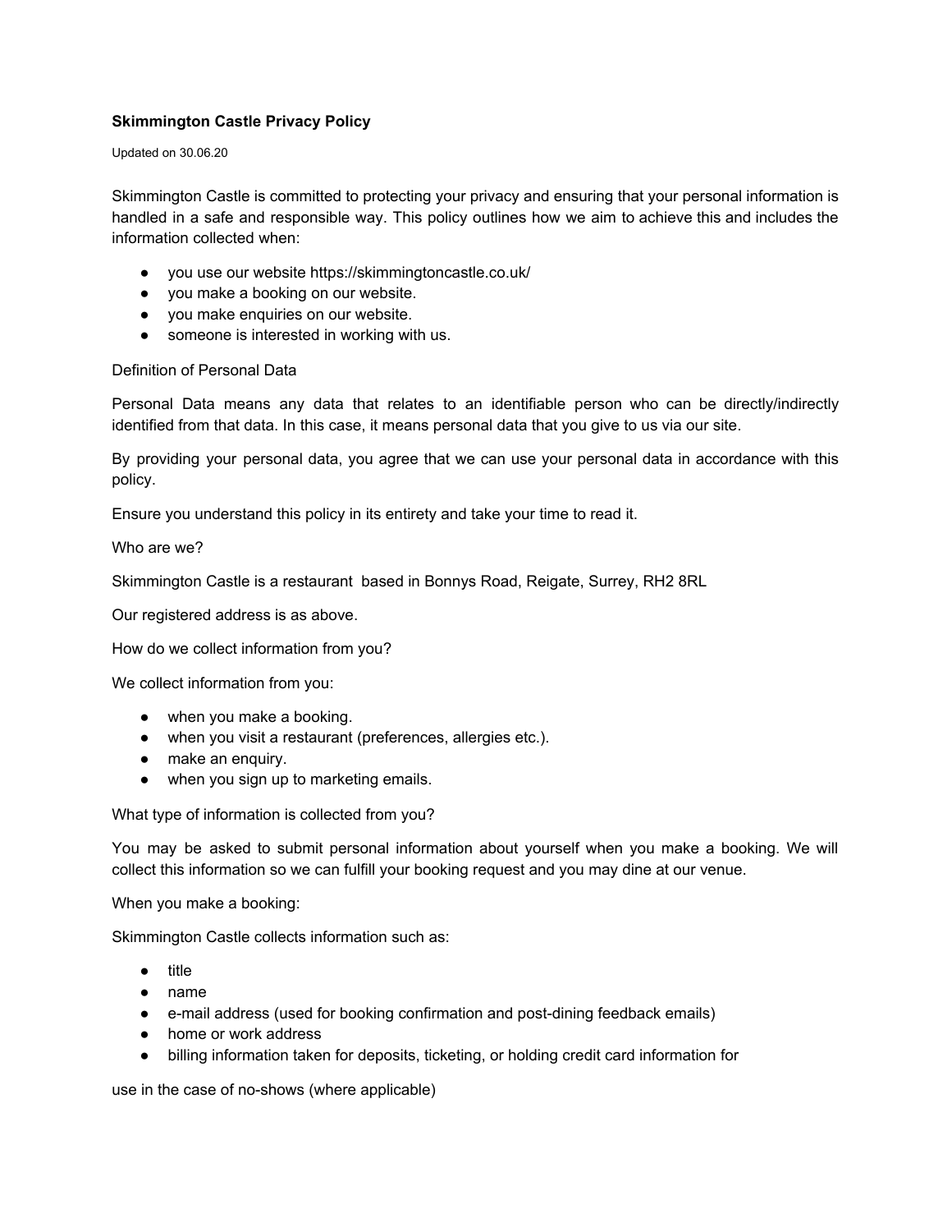# Skimmington Castle Privacy Policy

Updated on 30.06.20

Skimmington Castle is committed to protecting your privacy and ensuring that your personal information is handled in a safe and responsible way. This policy outlines how we aim to achieve this and includes the information collected when:

- you use our website https://skimmingtoncastle.co.uk/
- you make a booking on our website.
- you make enquiries on our website.
- someone is interested in working with us.

Definition of Personal Data

Personal Data means any data that relates to an identifiable person who can be directly/indirectly identified from that data. In this case, it means personal data that you give to us via our site.

By providing your personal data, you agree that we can use your personal data in accordance with this policy.

Ensure you understand this policy in its entirety and take your time to read it.

Who are we?

Skimmington Castle is a restaurant based in Bonnys Road, Reigate, Surrey, RH2 8RL

Our registered address is as above.

How do we collect information from you?

We collect information from you:

- when you make a booking.
- when you visit a restaurant (preferences, allergies etc.).
- make an enquiry.
- when you sign up to marketing emails.

What type of information is collected from you?

You may be asked to submit personal information about yourself when you make a booking. We will collect this information so we can fulfill your booking request and you may dine at our venue.

When you make a booking:

Skimmington Castle collects information such as:

- title
- name
- e-mail address (used for booking confirmation and post-dining feedback emails)
- home or work address
- billing information taken for deposits, ticketing, or holding credit card information for

use in the case of no-shows (where applicable)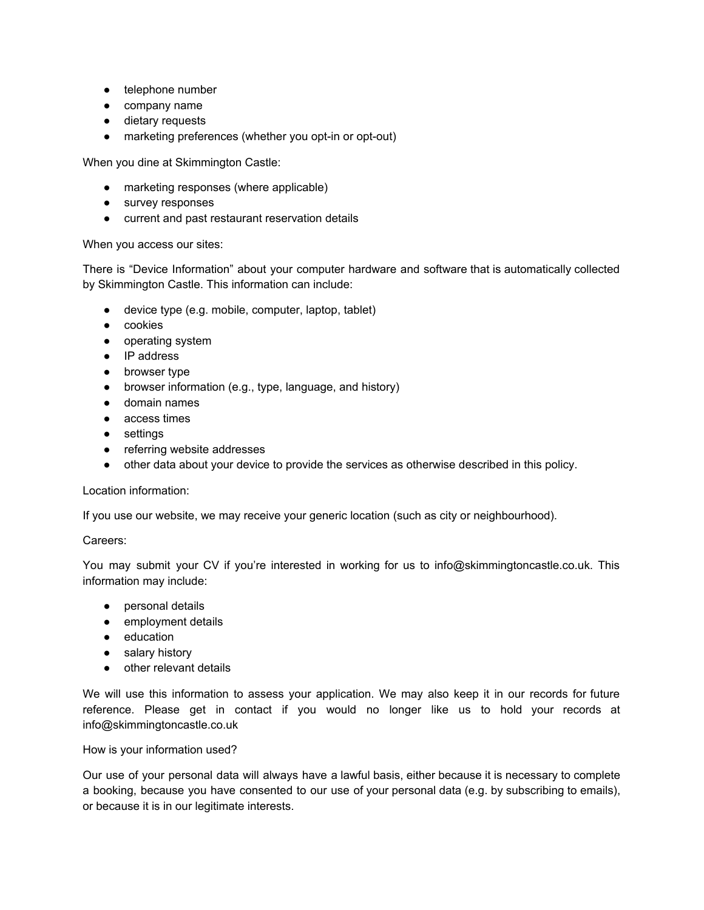- telephone number
- company name
- dietary requests
- marketing preferences (whether you opt-in or opt-out)

When you dine at Skimmington Castle:

- marketing responses (where applicable)
- survey responses
- current and past restaurant reservation details

When you access our sites:

There is "Device Information" about your computer hardware and software that is automatically collected by Skimmington Castle. This information can include:

- device type (e.g. mobile, computer, laptop, tablet)
- cookies
- operating system
- IP address
- browser type
- browser information (e.g., type, language, and history)
- domain names
- access times
- settings
- referring website addresses
- other data about your device to provide the services as otherwise described in this policy.

Location information:

If you use our website, we may receive your generic location (such as city or neighbourhood).

Careers:

You may submit your CV if you're interested in working for us to info@skimmingtoncastle.co.uk. This information may include:

- personal details
- employment details
- education
- salary history
- other relevant details

We will use this information to assess your application. We may also keep it in our records for future reference. Please get in contact if you would no longer like us to hold your records at info@skimmingtoncastle.co.uk

How is your information used?

Our use of your personal data will always have a lawful basis, either because it is necessary to complete a booking, because you have consented to our use of your personal data (e.g. by subscribing to emails), or because it is in our legitimate interests.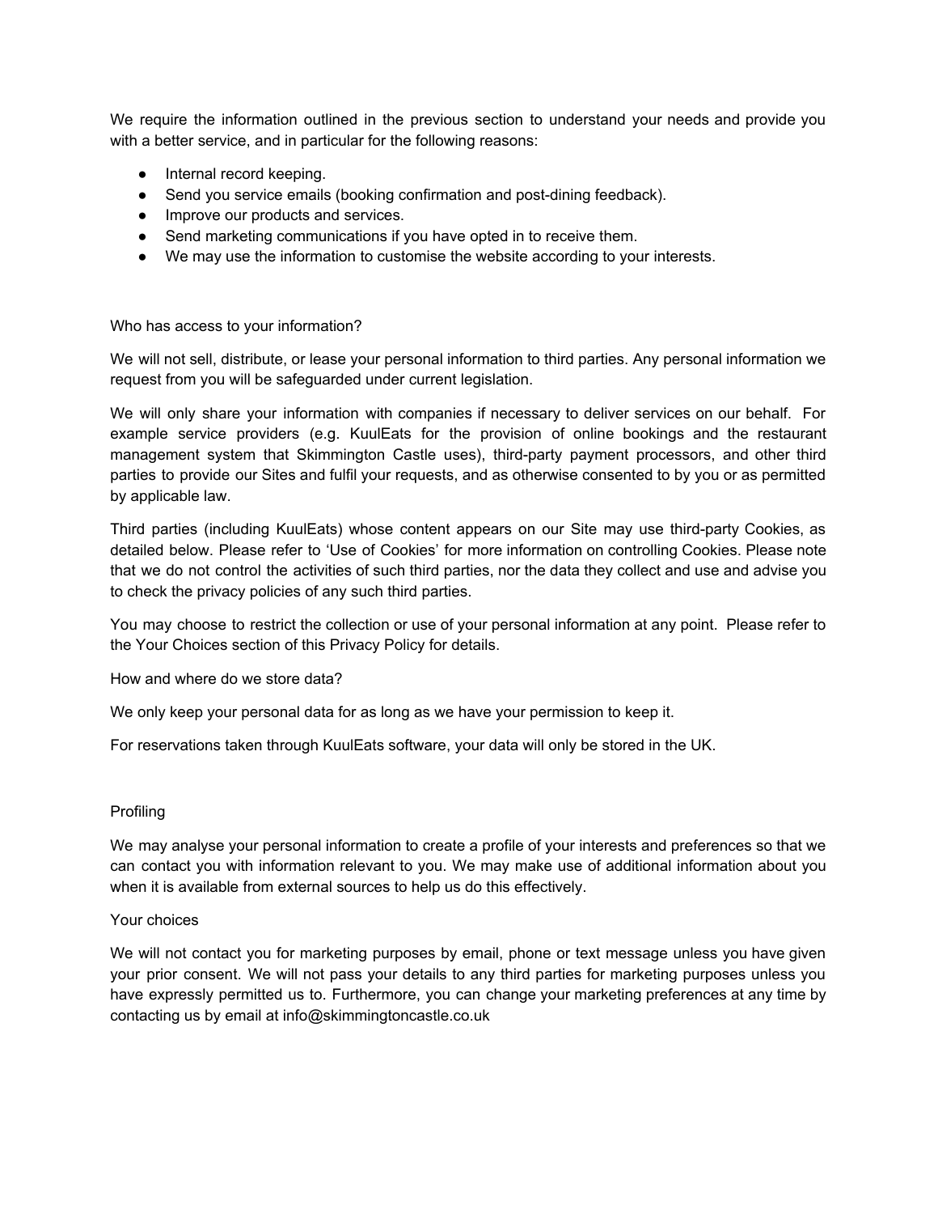We require the information outlined in the previous section to understand your needs and provide you with a better service, and in particular for the following reasons:

- Internal record keeping.
- Send you service emails (booking confirmation and post-dining feedback).
- Improve our products and services.
- Send marketing communications if you have opted in to receive them.
- We may use the information to customise the website according to your interests.

## Who has access to your information?

We will not sell, distribute, or lease your personal information to third parties. Any personal information we request from you will be safeguarded under current legislation.

We will only share your information with companies if necessary to deliver services on our behalf. For example service providers (e.g. KuulEats for the provision of online bookings and the restaurant management system that Skimmington Castle uses), third-party payment processors, and other third parties to provide our Sites and fulfil your requests, and as otherwise consented to by you or as permitted by applicable law.

Third parties (including KuulEats) whose content appears on our Site may use third-party Cookies, as detailed below. Please refer to 'Use of Cookies' for more information on controlling Cookies. Please note that we do not control the activities of such third parties, nor the data they collect and use and advise you to check the privacy policies of any such third parties.

You may choose to restrict the collection or use of your personal information at any point. Please refer to the Your Choices section of this Privacy Policy for details.

## How and where do we store data?

We only keep your personal data for as long as we have your permission to keep it.

For reservations taken through KuulEats software, your data will only be stored in the UK.

## Profiling

We may analyse your personal information to create a profile of your interests and preferences so that we can contact you with information relevant to you. We may make use of additional information about you when it is available from external sources to help us do this effectively.

## Your choices

We will not contact you for marketing purposes by email, phone or text message unless you have given your prior consent. We will not pass your details to any third parties for marketing purposes unless you have expressly permitted us to. Furthermore, you can change your marketing preferences at any time by contacting us by email at info@skimmingtoncastle.co.uk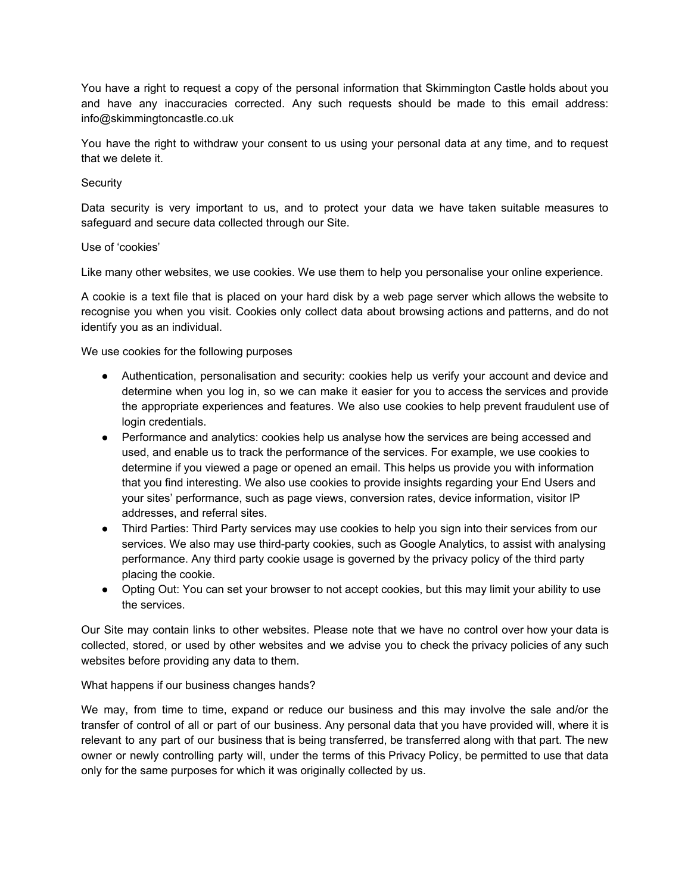You have a right to request a copy of the personal information that Skimmington Castle holds about you and have any inaccuracies corrected. Any such requests should be made to this email address: info@skimmingtoncastle.co.uk

You have the right to withdraw your consent to us using your personal data at any time, and to request that we delete it.

## Security

Data security is very important to us, and to protect your data we have taken suitable measures to safeguard and secure data collected through our Site.

## Use of ‘cookies’

Like many other websites, we use cookies. We use them to help you personalise your online experience.

A cookie is a text file that is placed on your hard disk by a web page server which allows the website to recognise you when you visit. Cookies only collect data about browsing actions and patterns, and do not identify you as an individual.

We use cookies for the following purposes

- Authentication, personalisation and security: cookies help us verify your account and device and determine when you log in, so we can make it easier for you to access the services and provide the appropriate experiences and features. We also use cookies to help prevent fraudulent use of login credentials.
- Performance and analytics: cookies help us analyse how the services are being accessed and used, and enable us to track the performance of the services. For example, we use cookies to determine if you viewed a page or opened an email. This helps us provide you with information that you find interesting. We also use cookies to provide insights regarding your End Users and your sites’ performance, such as page views, conversion rates, device information, visitor IP addresses, and referral sites.
- Third Parties: Third Party services may use cookies to help you sign into their services from our services. We also may use third-party cookies, such as Google Analytics, to assist with analysing performance. Any third party cookie usage is governed by the privacy policy of the third party placing the cookie.
- Opting Out: You can set your browser to not accept cookies, but this may limit your ability to use the services.

Our Site may contain links to other websites. Please note that we have no control over how your data is collected, stored, or used by other websites and we advise you to check the privacy policies of any such websites before providing any data to them.

## What happens if our business changes hands?

We may, from time to time, expand or reduce our business and this may involve the sale and/or the transfer of control of all or part of our business. Any personal data that you have provided will, where it is relevant to any part of our business that is being transferred, be transferred along with that part. The new owner or newly controlling party will, under the terms of this Privacy Policy, be permitted to use that data only for the same purposes for which it was originally collected by us.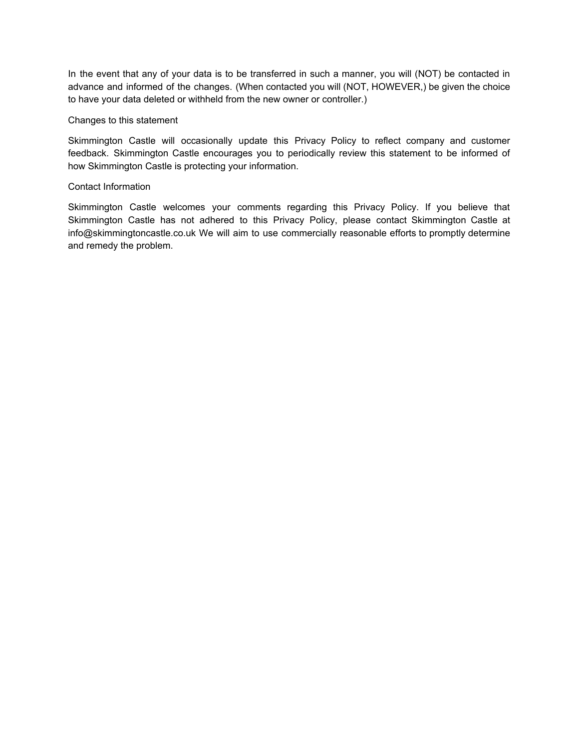In the event that any of your data is to be transferred in such a manner, you will (NOT) be contacted in advance and informed of the changes. (When contacted you will (NOT, HOWEVER,) be given the choice to have your data deleted or withheld from the new owner or controller.)

Changes to this statement

Skimmington Castle will occasionally update this Privacy Policy to reflect company and customer feedback. Skimmington Castle encourages you to periodically review this statement to be informed of how Skimmington Castle is protecting your information.

Contact Information

Skimmington Castle welcomes your comments regarding this Privacy Policy. If you believe that Skimmington Castle has not adhered to this Privacy Policy, please contact Skimmington Castle at info@skimmingtoncastle.co.uk We will aim to use commercially reasonable efforts to promptly determine and remedy the problem.